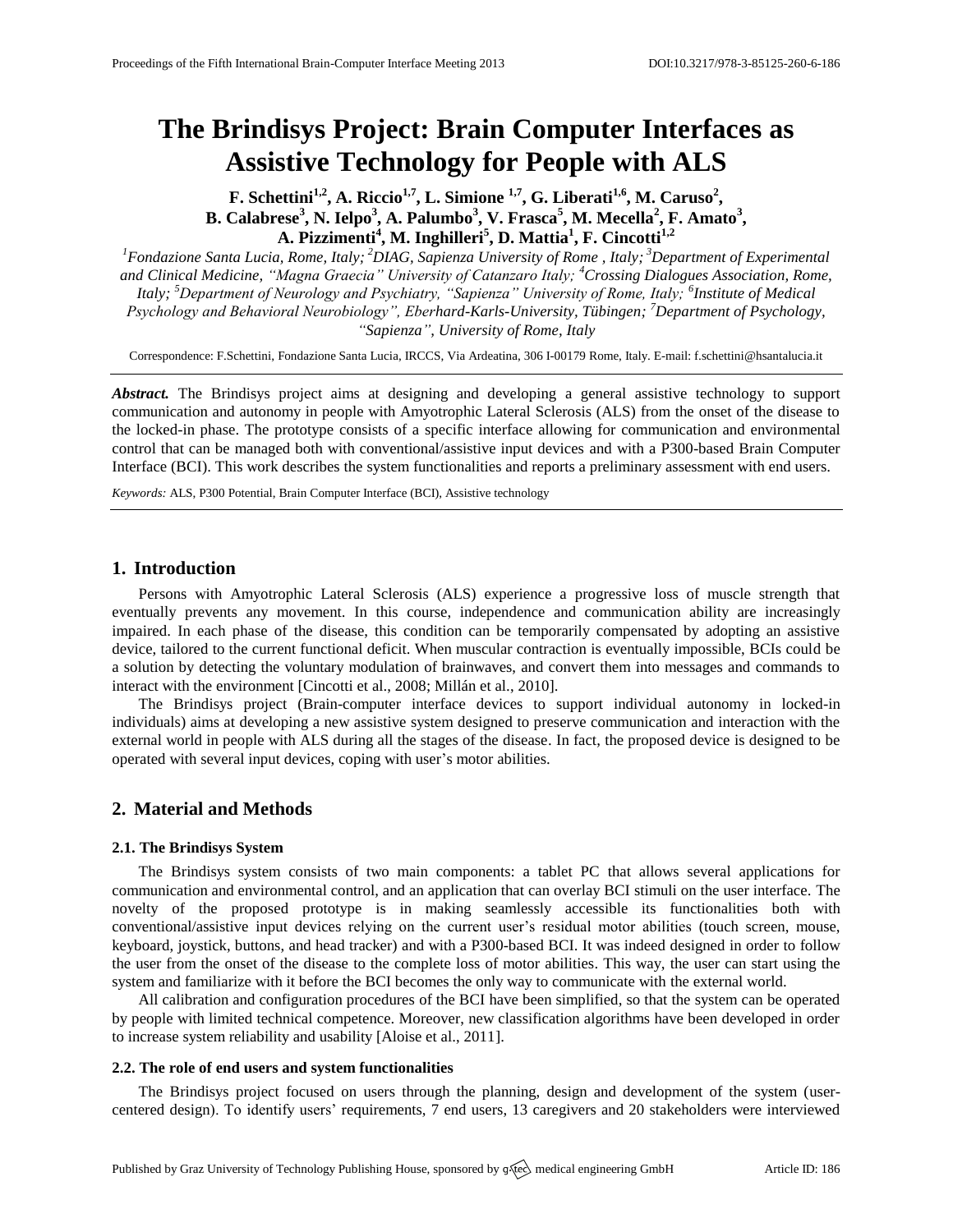# The Brindisys Project: Brain Computer Interfaces as Assistive Technology for People with ALS

**F. Schettini[1,2], A. Riccio[1,7], L. Simione [1,7], G. Liberati[1,6], M. Caruso[2], B. Calabrese[3], N. Ielpo[3], A. Palumbo[3], V. Frasca[5], M. Mecella[2], F. Amato[3], A. Pizzimenti[4], M. Inghilleri[5], D. Mattia[1], F. Cincotti[1,2]**

*[1]Fondazione Santa Lucia, Rome, Italy; [2]DIAG, Sapienza University of Rome , Italy; [3]Department of Experimental and Clinical Medicine, "Magna Graecia" University of Catanzaro Italy; [4]Crossing Dialogues Association, Rome, Italy; [5]Department of Neurology and Psychiatry, "Sapienza" University of Rome, Italy; [6]Institute of Medical Psychology and Behavioral Neurobiology", Eberhard-Karls-University, Tübingen; [7]Department of Psychology, "Sapienza", University of Rome, Italy*

Correspondence: F.Schettini, Fondazione Santa Lucia, IRCCS, Via Ardeatina, 306 I-00179 Rome, Italy. E-mail: f.schettini@hsantalucia.it

***Abstract.*** The Brindisys project aims at designing and developing a general assistive technology to support communication and autonomy in people with Amyotrophic Lateral Sclerosis (ALS) from the onset of the disease to the locked-in phase. The prototype consists of a specific interface allowing for communication and environmental control that can be managed both with conventional/assistive input devices and with a P300-based Brain Computer Interface (BCI). This work describes the system functionalities and reports a preliminary assessment with end users.

*Keywords:* ALS, P300 Potential, Brain Computer Interface (BCI), Assistive technology

## 1. Introduction

Persons with Amyotrophic Lateral Sclerosis (ALS) experience a progressive loss of muscle strength that eventually prevents any movement. In this course, independence and communication ability are increasingly impaired. In each phase of the disease, this condition can be temporarily compensated by adopting an assistive device, tailored to the current functional deficit. When muscular contraction is eventually impossible, BCIs could be a solution by detecting the voluntary modulation of brainwaves, and convert them into messages and commands to interact with the environment [Cincotti et al., 2008; Millán et al., 2010].

The Brindisys project (Brain-computer interface devices to support individual autonomy in locked-in individuals) aims at developing a new assistive system designed to preserve communication and interaction with the external world in people with ALS during all the stages of the disease. In fact, the proposed device is designed to be operated with several input devices, coping with user's motor abilities.

## 2. Material and Methods

### 2.1. The Brindisys System

The Brindisys system consists of two main components: a tablet PC that allows several applications for communication and environmental control, and an application that can overlay BCI stimuli on the user interface. The novelty of the proposed prototype is in making seamlessly accessible its functionalities both with conventional/assistive input devices relying on the current user's residual motor abilities (touch screen, mouse, keyboard, joystick, buttons, and head tracker) and with a P300-based BCI. It was indeed designed in order to follow the user from the onset of the disease to the complete loss of motor abilities. This way, the user can start using the system and familiarize with it before the BCI becomes the only way to communicate with the external world.

All calibration and configuration procedures of the BCI have been simplified, so that the system can be operated by people with limited technical competence. Moreover, new classification algorithms have been developed in order to increase system reliability and usability [Aloise et al., 2011].

### 2.2. The role of end users and system functionalities

The Brindisys project focused on users through the planning, design and development of the system (user-centered design). To identify users' requirements, 7 end users, 13 caregivers and 20 stakeholders were interviewed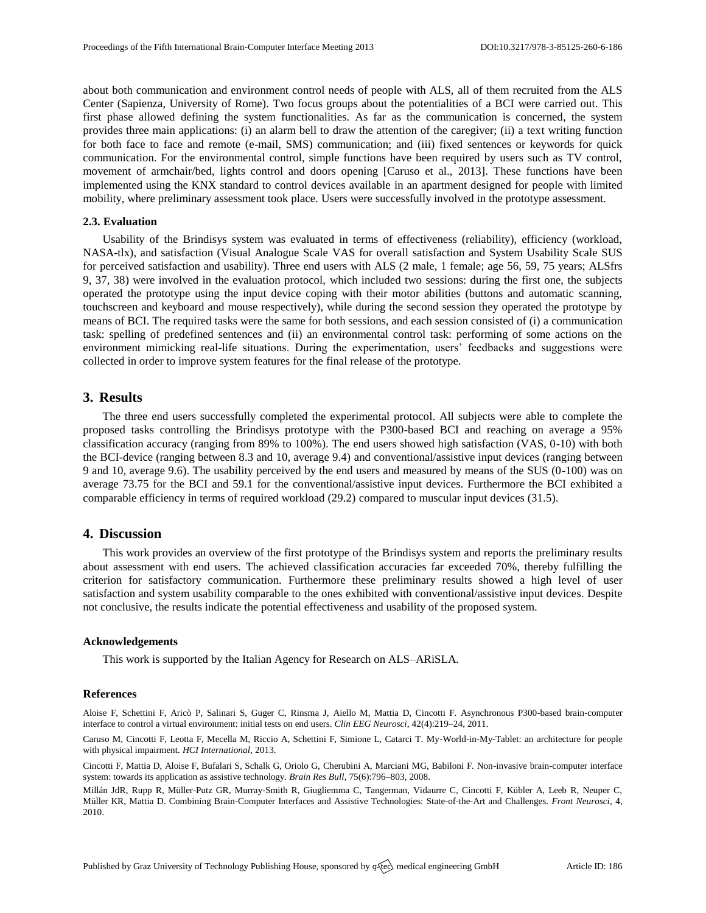about both communication and environment control needs of people with ALS, all of them recruited from the ALS Center (Sapienza, University of Rome). Two focus groups about the potentialities of a BCI were carried out. This first phase allowed defining the system functionalities. As far as the communication is concerned, the system provides three main applications: (i) an alarm bell to draw the attention of the caregiver; (ii) a text writing function for both face to face and remote (e-mail, SMS) communication; and (iii) fixed sentences or keywords for quick communication. For the environmental control, simple functions have been required by users such as TV control, movement of armchair/bed, lights control and doors opening [Caruso et al., 2013]. These functions have been implemented using the KNX standard to control devices available in an apartment designed for people with limited mobility, where preliminary assessment took place. Users were successfully involved in the prototype assessment.

### 2.3. Evaluation

Usability of the Brindisys system was evaluated in terms of effectiveness (reliability), efficiency (workload, NASA-tlx), and satisfaction (Visual Analogue Scale VAS for overall satisfaction and System Usability Scale SUS for perceived satisfaction and usability). Three end users with ALS (2 male, 1 female; age 56, 59, 75 years; ALSfrs 9, 37, 38) were involved in the evaluation protocol, which included two sessions: during the first one, the subjects operated the prototype using the input device coping with their motor abilities (buttons and automatic scanning, touchscreen and keyboard and mouse respectively), while during the second session they operated the prototype by means of BCI. The required tasks were the same for both sessions, and each session consisted of (i) a communication task: spelling of predefined sentences and (ii) an environmental control task: performing of some actions on the environment mimicking real-life situations. During the experimentation, users' feedbacks and suggestions were collected in order to improve system features for the final release of the prototype.

## 3. Results

The three end users successfully completed the experimental protocol. All subjects were able to complete the proposed tasks controlling the Brindisys prototype with the P300-based BCI and reaching on average a 95% classification accuracy (ranging from 89% to 100%). The end users showed high satisfaction (VAS, 0-10) with both the BCI-device (ranging between 8.3 and 10, average 9.4) and conventional/assistive input devices (ranging between 9 and 10, average 9.6). The usability perceived by the end users and measured by means of the SUS (0-100) was on average 73.75 for the BCI and 59.1 for the conventional/assistive input devices. Furthermore the BCI exhibited a comparable efficiency in terms of required workload (29.2) compared to muscular input devices (31.5).

## 4. Discussion

This work provides an overview of the first prototype of the Brindisys system and reports the preliminary results about assessment with end users. The achieved classification accuracies far exceeded 70%, thereby fulfilling the criterion for satisfactory communication. Furthermore these preliminary results showed a high level of user satisfaction and system usability comparable to the ones exhibited with conventional/assistive input devices. Despite not conclusive, the results indicate the potential effectiveness and usability of the proposed system.

### Acknowledgements

This work is supported by the Italian Agency for Research on ALS–ARiSLA.

### References

Aloise F, Schettini F, Aricò P, Salinari S, Guger C, Rinsma J, Aiello M, Mattia D, Cincotti F. Asynchronous P300-based brain-computer interface to control a virtual environment: initial tests on end users. *Clin EEG Neurosci*, 42(4):219–24, 2011.

Caruso M, Cincotti F, Leotta F, Mecella M, Riccio A, Schettini F, Simione L, Catarci T. My-World-in-My-Tablet: an architecture for people with physical impairment. *HCI International*, 2013.

Cincotti F, Mattia D, Aloise F, Bufalari S, Schalk G, Oriolo G, Cherubini A, Marciani MG, Babiloni F. Non-invasive brain-computer interface system: towards its application as assistive technology. *Brain Res Bull*, 75(6):796–803, 2008.

Millán JdR, Rupp R, Müller-Putz GR, Murray-Smith R, Giugliemma C, Tangerman, Vidaurre C, Cincotti F, Kübler A, Leeb R, Neuper C, Müller KR, Mattia D. Combining Brain-Computer Interfaces and Assistive Technologies: State-of-the-Art and Challenges. *Front Neurosci*, 4, 2010.